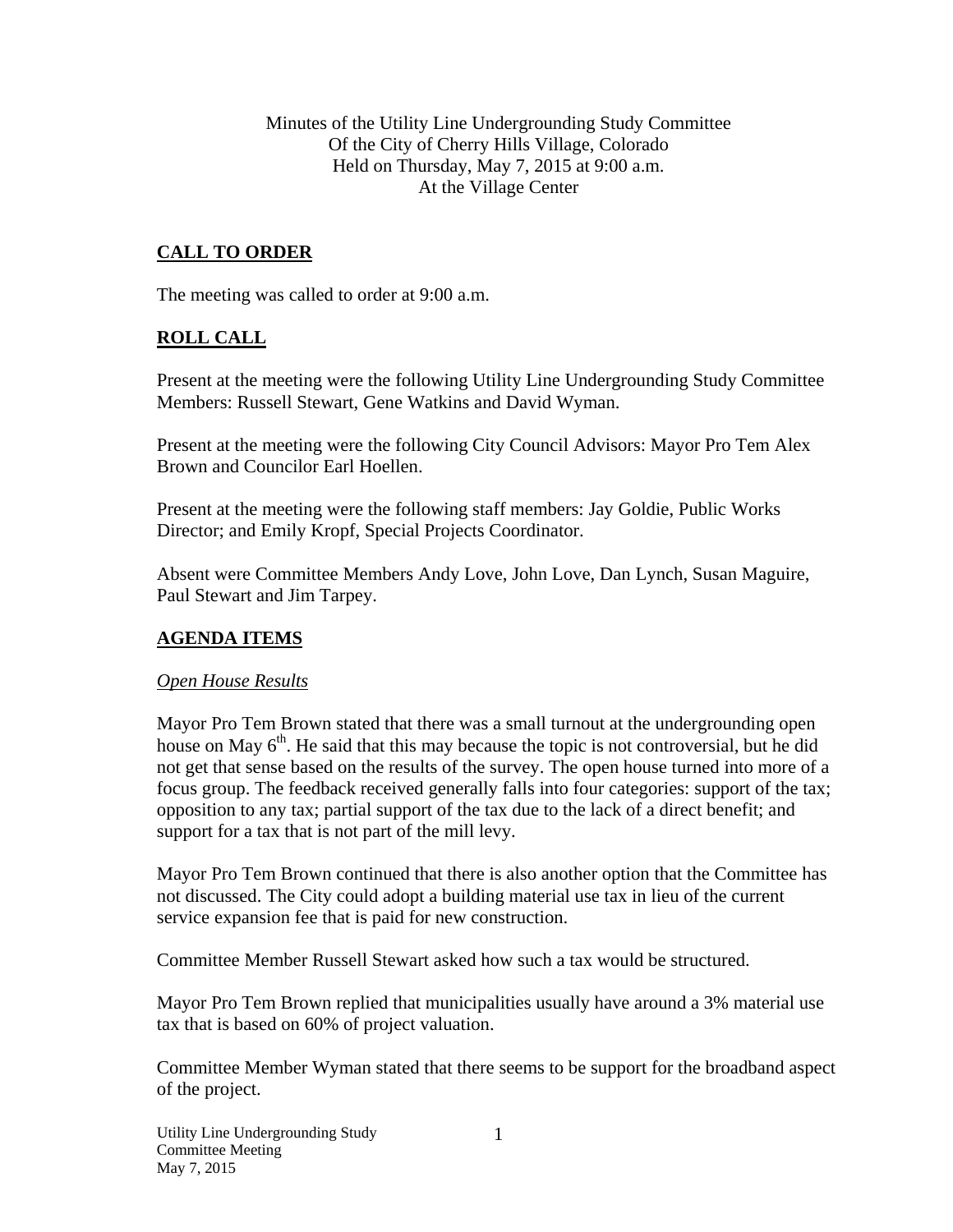Minutes of the Utility Line Undergrounding Study Committee
Of the City of Cherry Hills Village, Colorado
Held on Thursday, May 7, 2015 at 9:00 a.m.
At the Village Center

## CALL TO ORDER

The meeting was called to order at 9:00 a.m.

## ROLL CALL

Present at the meeting were the following Utility Line Undergrounding Study Committee Members: Russell Stewart, Gene Watkins and David Wyman.

Present at the meeting were the following City Council Advisors: Mayor Pro Tem Alex Brown and Councilor Earl Hoellen.

Present at the meeting were the following staff members: Jay Goldie, Public Works Director; and Emily Kropf, Special Projects Coordinator.

Absent were Committee Members Andy Love, John Love, Dan Lynch, Susan Maguire, Paul Stewart and Jim Tarpey.

## AGENDA ITEMS

*Open House Results*

Mayor Pro Tem Brown stated that there was a small turnout at the undergrounding open house on May 6th. He said that this may because the topic is not controversial, but he did not get that sense based on the results of the survey. The open house turned into more of a focus group. The feedback received generally falls into four categories: support of the tax; opposition to any tax; partial support of the tax due to the lack of a direct benefit; and support for a tax that is not part of the mill levy.

Mayor Pro Tem Brown continued that there is also another option that the Committee has not discussed. The City could adopt a building material use tax in lieu of the current service expansion fee that is paid for new construction.

Committee Member Russell Stewart asked how such a tax would be structured.

Mayor Pro Tem Brown replied that municipalities usually have around a 3% material use tax that is based on 60% of project valuation.

Committee Member Wyman stated that there seems to be support for the broadband aspect of the project.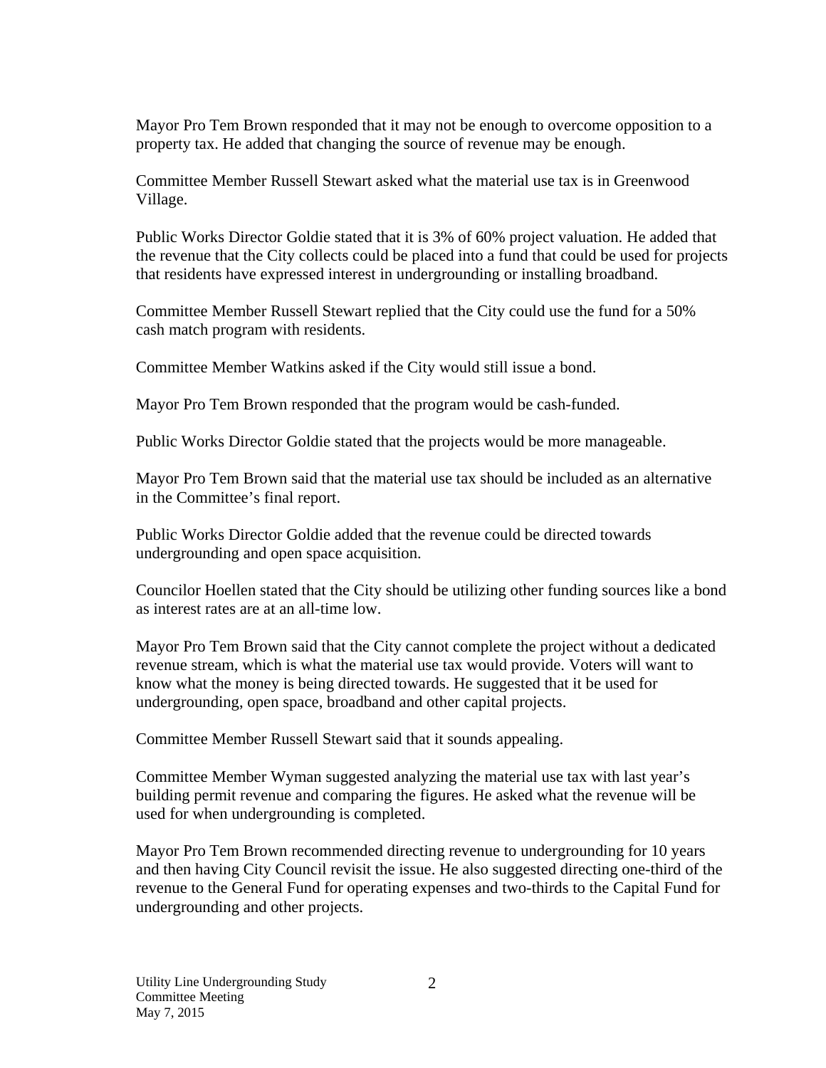Mayor Pro Tem Brown responded that it may not be enough to overcome opposition to a property tax. He added that changing the source of revenue may be enough.

Committee Member Russell Stewart asked what the material use tax is in Greenwood Village.

Public Works Director Goldie stated that it is 3% of 60% project valuation. He added that the revenue that the City collects could be placed into a fund that could be used for projects that residents have expressed interest in undergrounding or installing broadband.

Committee Member Russell Stewart replied that the City could use the fund for a 50% cash match program with residents.

Committee Member Watkins asked if the City would still issue a bond.

Mayor Pro Tem Brown responded that the program would be cash-funded.

Public Works Director Goldie stated that the projects would be more manageable.

Mayor Pro Tem Brown said that the material use tax should be included as an alternative in the Committee's final report.

Public Works Director Goldie added that the revenue could be directed towards undergrounding and open space acquisition.

Councilor Hoellen stated that the City should be utilizing other funding sources like a bond as interest rates are at an all-time low.

Mayor Pro Tem Brown said that the City cannot complete the project without a dedicated revenue stream, which is what the material use tax would provide. Voters will want to know what the money is being directed towards. He suggested that it be used for undergrounding, open space, broadband and other capital projects.

Committee Member Russell Stewart said that it sounds appealing.

Committee Member Wyman suggested analyzing the material use tax with last year's building permit revenue and comparing the figures. He asked what the revenue will be used for when undergrounding is completed.

Mayor Pro Tem Brown recommended directing revenue to undergrounding for 10 years and then having City Council revisit the issue. He also suggested directing one-third of the revenue to the General Fund for operating expenses and two-thirds to the Capital Fund for undergrounding and other projects.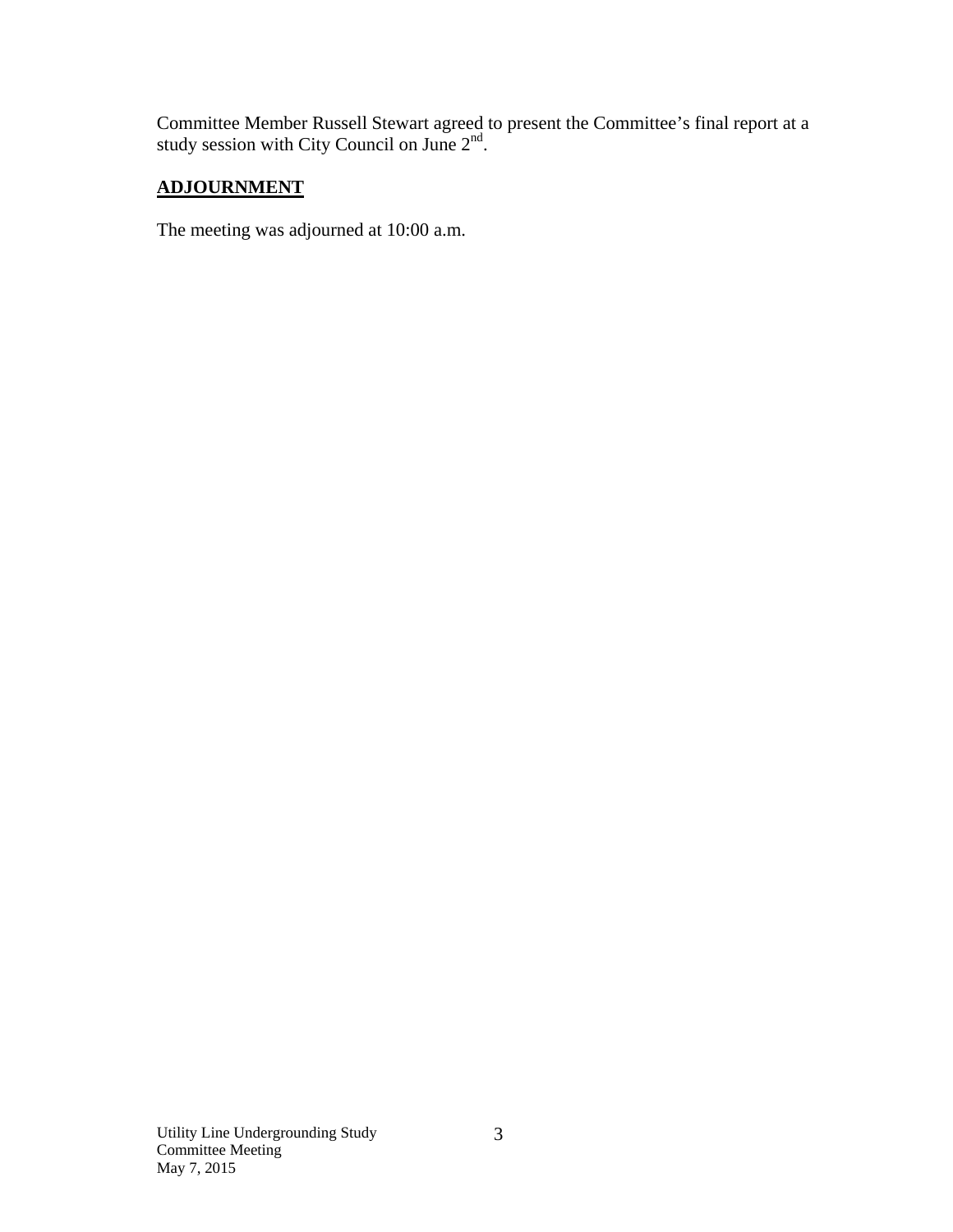Committee Member Russell Stewart agreed to present the Committee's final report at a study session with City Council on June 2nd.

**ADJOURNMENT**

The meeting was adjourned at 10:00 a.m.